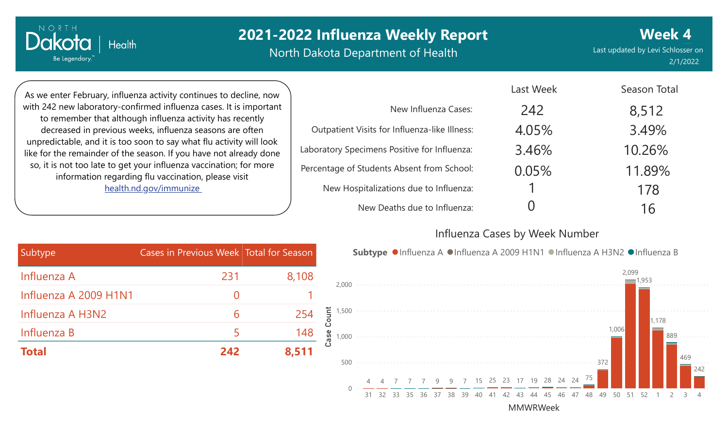# 2021-2022 Influenza Weekly Report

North Dakota Department of Health

**Week 4**

Last updated by Levi Schlosser on 2/1/2022

As we enter February, influenza activity continues to decline, now with 242 new laboratory-confirmed influenza cases. It is important to remember that although influenza activity has recently decreased in previous weeks, influenza seasons are often unpredictable, and it is too soon to say what flu activity will look like for the remainder of the season. If you have not already done so, it is not too late to get your influenza vaccination; for more information regarding flu vaccination, please visit health.nd.gov/immunize

| | Last Week | Season Total |
|---|---|---|
| New Influenza Cases: | 242 | 8,512 |
| Outpatient Visits for Influenza-like Illness: | 4.05% | 3.49% |
| Laboratory Specimens Positive for Influenza: | 3.46% | 10.26% |
| Percentage of Students Absent from School: | 0.05% | 11.89% |
| New Hospitalizations due to Influenza: | 1 | 178 |
| New Deaths due to Influenza: | 0 | 16 |

| Subtype | Cases in Previous Week | Total for Season |
|---|---|---|
| Influenza A | 231 | 8,108 |
| Influenza A 2009 H1N1 | 0 | 1 |
| Influenza A H3N2 | 6 | 254 |
| Influenza B | 5 | 148 |
| **Total** | **242** | **8,511** |

## Influenza Cases by Week Number

Subtype: Influenza A, Influenza A 2009 H1N1, Influenza A H3N2, Influenza B

| MMWRWeek | 31 | 32 | 33 | 35 | 36 | 37 | 38 | 39 | 40 | 41 | 42 | 43 | 44 | 45 | 46 | 47 | 48 | 49 | 50 | 51 | 52 | 1 | 2 | 3 | 4 |
|---|---|---|---|---|---|---|---|---|---|---|---|---|---|---|---|---|---|---|---|---|---|---|---|---|---|
| Case Count | 4 | 4 | 7 | 7 | 7 | 9 | 9 | 7 | 15 | 25 | 23 | 17 | 19 | 28 | 24 | 24 | 75 | 372 | 1,006 | 2,099 | 1,953 | 1,178 | 889 | 469 | 242 |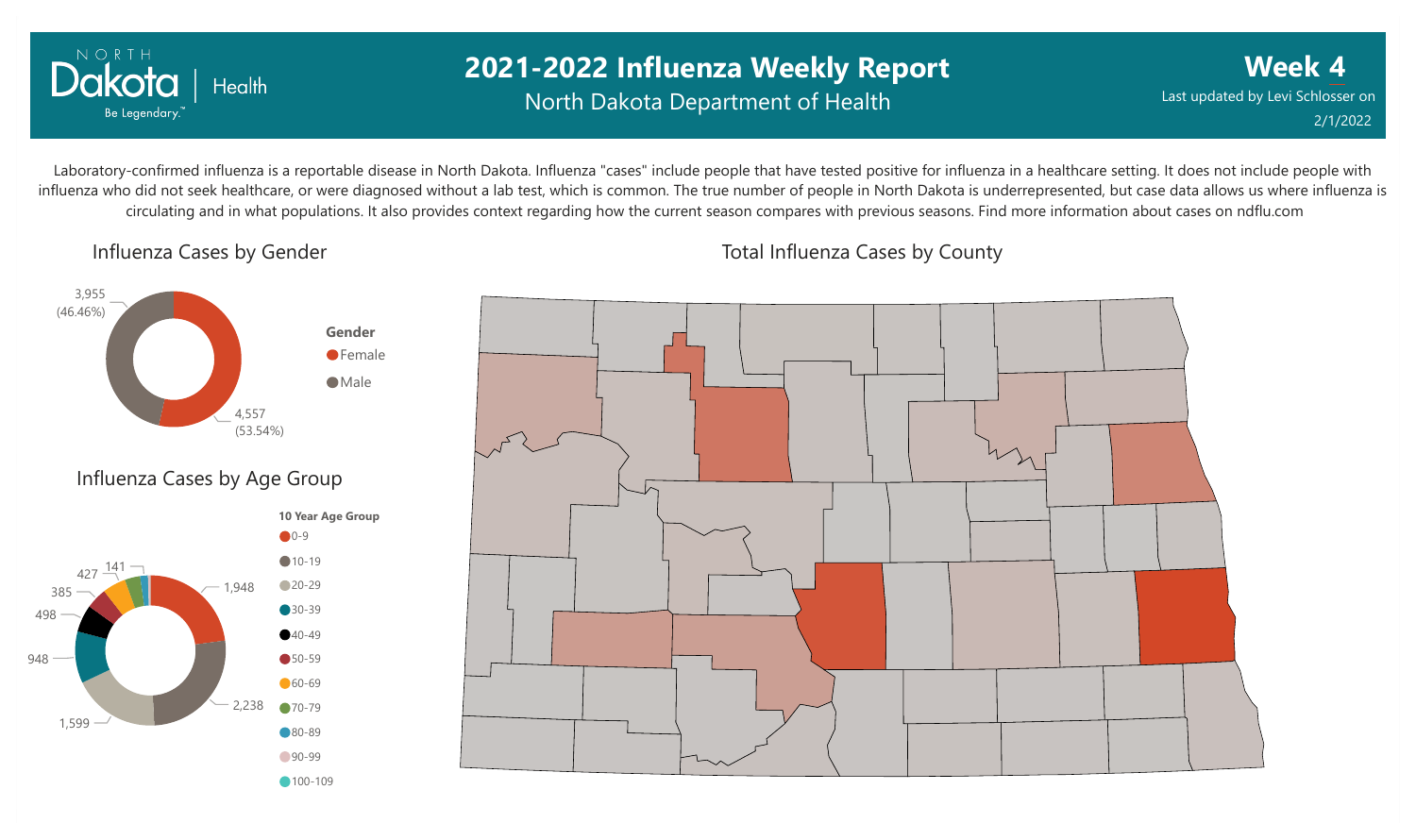# 2021-2022 Influenza Weekly Report

North Dakota Department of Health

**Week 4**

Last updated by Levi Schlosser on 2/1/2022

Laboratory-confirmed influenza is a reportable disease in North Dakota. Influenza "cases" include people that have tested positive for influenza in a healthcare setting. It does not include people with influenza who did not seek healthcare, or were diagnosed without a lab test, which is common. The true number of people in North Dakota is underrepresented, but case data allows us where influenza is circulating and in what populations. It also provides context regarding how the current season compares with previous seasons. Find more information about cases on ndflu.com

## Influenza Cases by Gender

| Gender | Cases | Percent |
|---|---|---|
| Female | 4,557 | 53.54% |
| Male | 3,955 | 46.46% |

## Influenza Cases by Age Group

| 10 Year Age Group | Cases |
|---|---|
| 0-9 | 1,948 |
| 10-19 | 2,238 |
| 20-29 | 1,599 |
| 30-39 | 948 |
| 40-49 | 498 |
| 50-59 | 385 |
| 60-69 | 427 |
| 70-79 | 141 |
| 80-89 | |
| 90-99 | |
| 100-109 | |

## Total Influenza Cases by County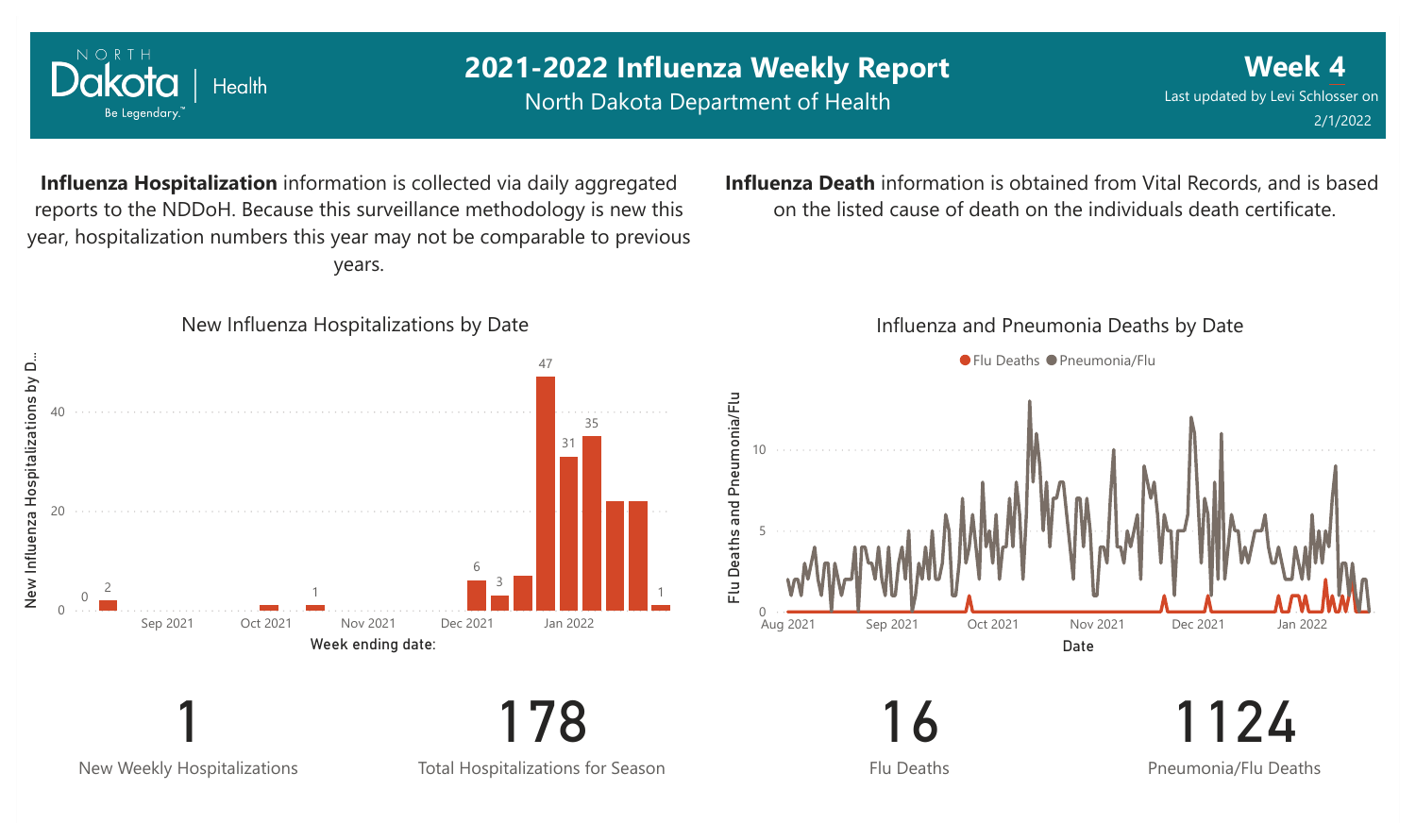# 2021-2022 Influenza Weekly Report

North Dakota Department of Health

**Week 4**

Last updated by Levi Schlosser on 2/1/2022

**Influenza Hospitalization** information is collected via daily aggregated reports to the NDDoH. Because this surveillance methodology is new this year, hospitalization numbers this year may not be comparable to previous years.

**Influenza Death** information is obtained from Vital Records, and is based on the listed cause of death on the individuals death certificate.

New Influenza Hospitalizations by Date

Influenza and Pneumonia Deaths by Date

| 1 | 178 | 16 | 1124 |
|---|---|---|---|
| New Weekly Hospitalizations | Total Hospitalizations for Season | Flu Deaths | Pneumonia/Flu Deaths |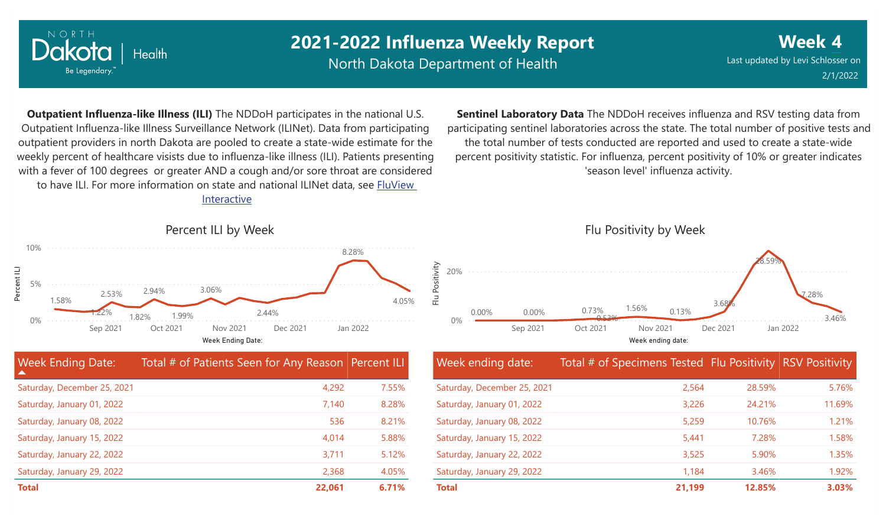# 2021-2022 Influenza Weekly Report

North Dakota Department of Health

**Week 4**

Last updated by Levi Schlosser on 2/1/2022

**Outpatient Influenza-like Illness (ILI)** The NDDoH participates in the national U.S. Outpatient Influenza-like Illness Surveillance Network (ILINet). Data from participating outpatient providers in north Dakota are pooled to create a state-wide estimate for the weekly percent of healthcare visists due to influenza-like illness (ILI). Patients presenting with a fever of 100 degrees or greater AND a cough and/or sore throat are considered to have ILI. For more information on state and national ILINet data, see FluView Interactive

**Sentinel Laboratory Data** The NDDoH receives influenza and RSV testing data from participating sentinel laboratories across the state. The total number of positive tests and the total number of tests conducted are reported and used to create a state-wide percent positivity statistic. For influenza, percent positivity of 10% or greater indicates 'season level' influenza activity.

## Percent ILI by Week

## Flu Positivity by Week

| Week Ending Date: | Total # of Patients Seen for Any Reason | Percent ILI |
|---|---|---|
| Saturday, December 25, 2021 | 4,292 | 7.55% |
| Saturday, January 01, 2022 | 7,140 | 8.28% |
| Saturday, January 08, 2022 | 536 | 8.21% |
| Saturday, January 15, 2022 | 4,014 | 5.88% |
| Saturday, January 22, 2022 | 3,711 | 5.12% |
| Saturday, January 29, 2022 | 2,368 | 4.05% |
| **Total** | **22,061** | **6.71%** |

| Week ending date: | Total # of Specimens Tested | Flu Positivity | RSV Positivity |
|---|---|---|---|
| Saturday, December 25, 2021 | 2,564 | 28.59% | 5.76% |
| Saturday, January 01, 2022 | 3,226 | 24.21% | 11.69% |
| Saturday, January 08, 2022 | 5,259 | 10.76% | 1.21% |
| Saturday, January 15, 2022 | 5,441 | 7.28% | 1.58% |
| Saturday, January 22, 2022 | 3,525 | 5.90% | 1.35% |
| Saturday, January 29, 2022 | 1,184 | 3.46% | 1.92% |
| **Total** | **21,199** | **12.85%** | **3.03%** |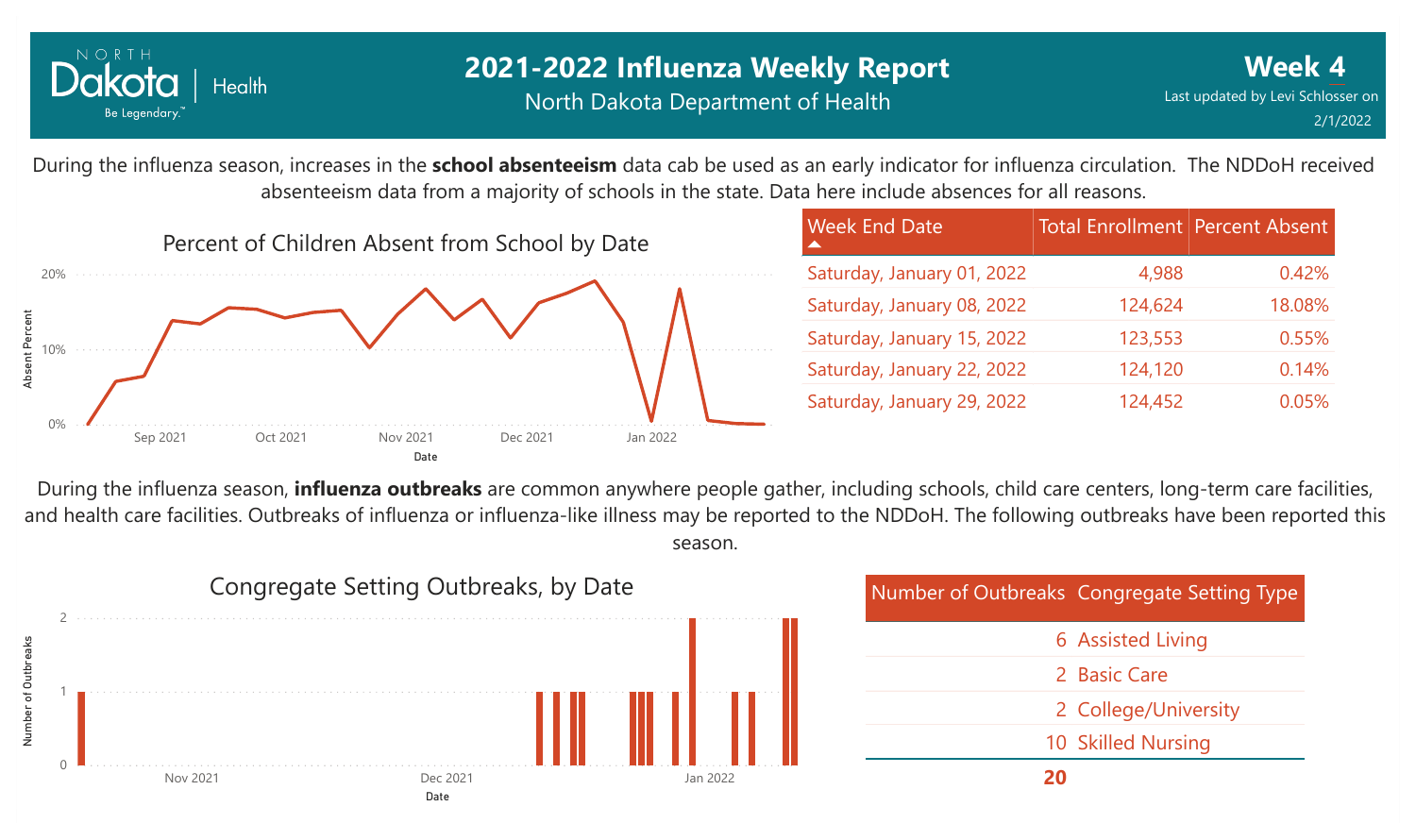# 2021-2022 Influenza Weekly Report

North Dakota Department of Health

**Week 4**

Last updated by Levi Schlosser on 2/1/2022

During the influenza season, increases in the **school absenteeism** data cab be used as an early indicator for influenza circulation. The NDDoH received absenteeism data from a majority of schools in the state. Data here include absences for all reasons.

Percent of Children Absent from School by Date

| Week End Date | Total Enrollment | Percent Absent |
|---|---|---|
| Saturday, January 01, 2022 | 4,988 | 0.42% |
| Saturday, January 08, 2022 | 124,624 | 18.08% |
| Saturday, January 15, 2022 | 123,553 | 0.55% |
| Saturday, January 22, 2022 | 124,120 | 0.14% |
| Saturday, January 29, 2022 | 124,452 | 0.05% |

During the influenza season, **influenza outbreaks** are common anywhere people gather, including schools, child care centers, long-term care facilities, and health care facilities. Outbreaks of influenza or influenza-like illness may be reported to the NDDoH. The following outbreaks have been reported this season.

Congregate Setting Outbreaks, by Date

| Number of Outbreaks | Congregate Setting Type |
|---|---|
| 6 | Assisted Living |
| 2 | Basic Care |
| 2 | College/University |
| 10 | Skilled Nursing |
| **20** | |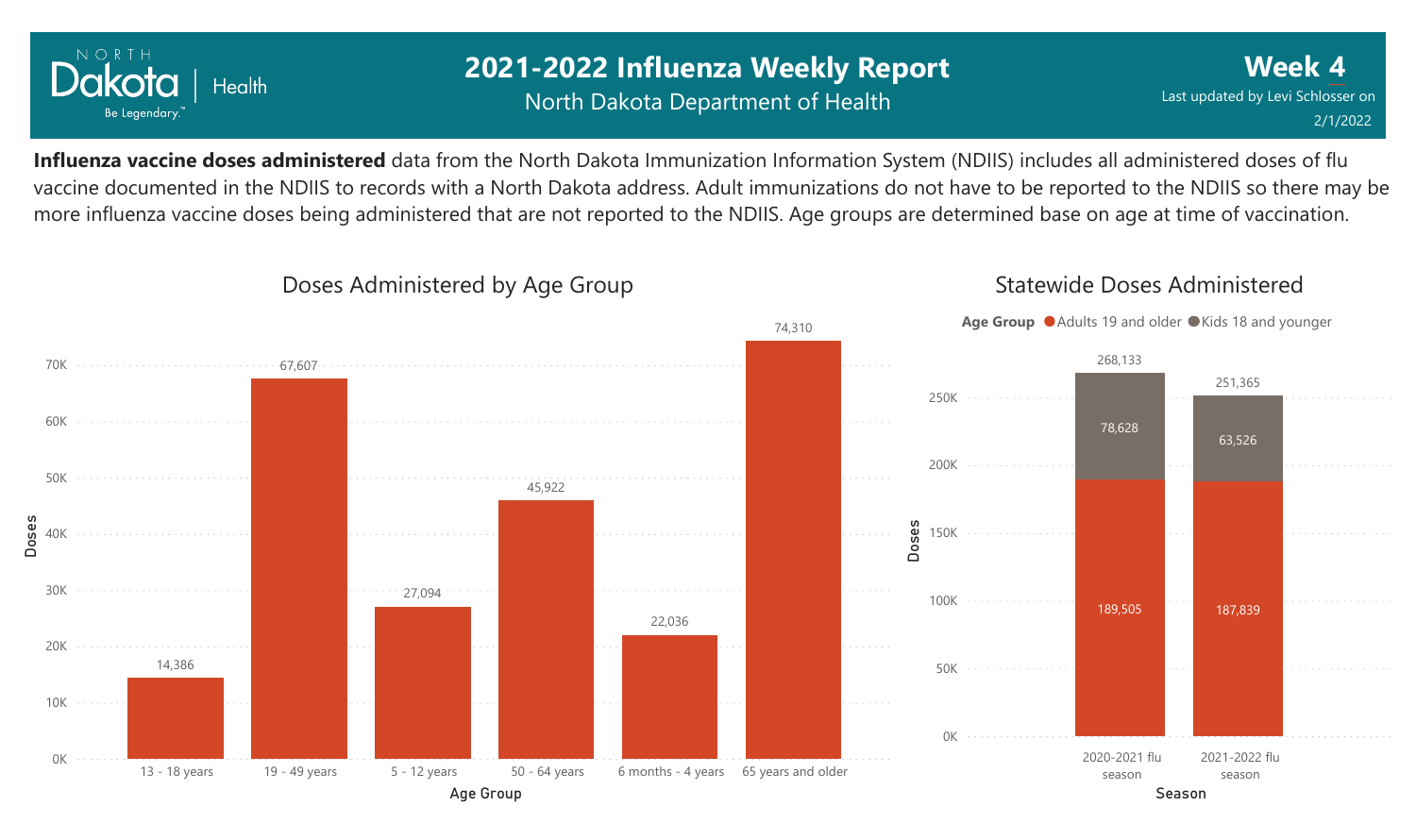# 2021-2022 Influenza Weekly Report

North Dakota Department of Health

**Week 4**

Last updated by Levi Schlosser on 2/1/2022

**Influenza vaccine doses administered** data from the North Dakota Immunization Information System (NDIIS) includes all administered doses of flu vaccine documented in the NDIIS to records with a North Dakota address. Adult immunizations do not have to be reported to the NDIIS so there may be more influenza vaccine doses being administered that are not reported to the NDIIS. Age groups are determined base on age at time of vaccination.

## Doses Administered by Age Group

| Age Group | Doses |
| --- | --- |
| 13 - 18 years | 14,386 |
| 19 - 49 years | 67,607 |
| 5 - 12 years | 27,094 |
| 50 - 64 years | 45,922 |
| 6 months - 4 years | 22,036 |
| 65 years and older | 74,310 |

## Statewide Doses Administered

| Season | Adults 19 and older | Kids 18 and younger | Total |
| --- | --- | --- | --- |
| 2020-2021 flu season | 189,505 | 78,628 | 268,133 |
| 2021-2022 flu season | 187,839 | 63,526 | 251,365 |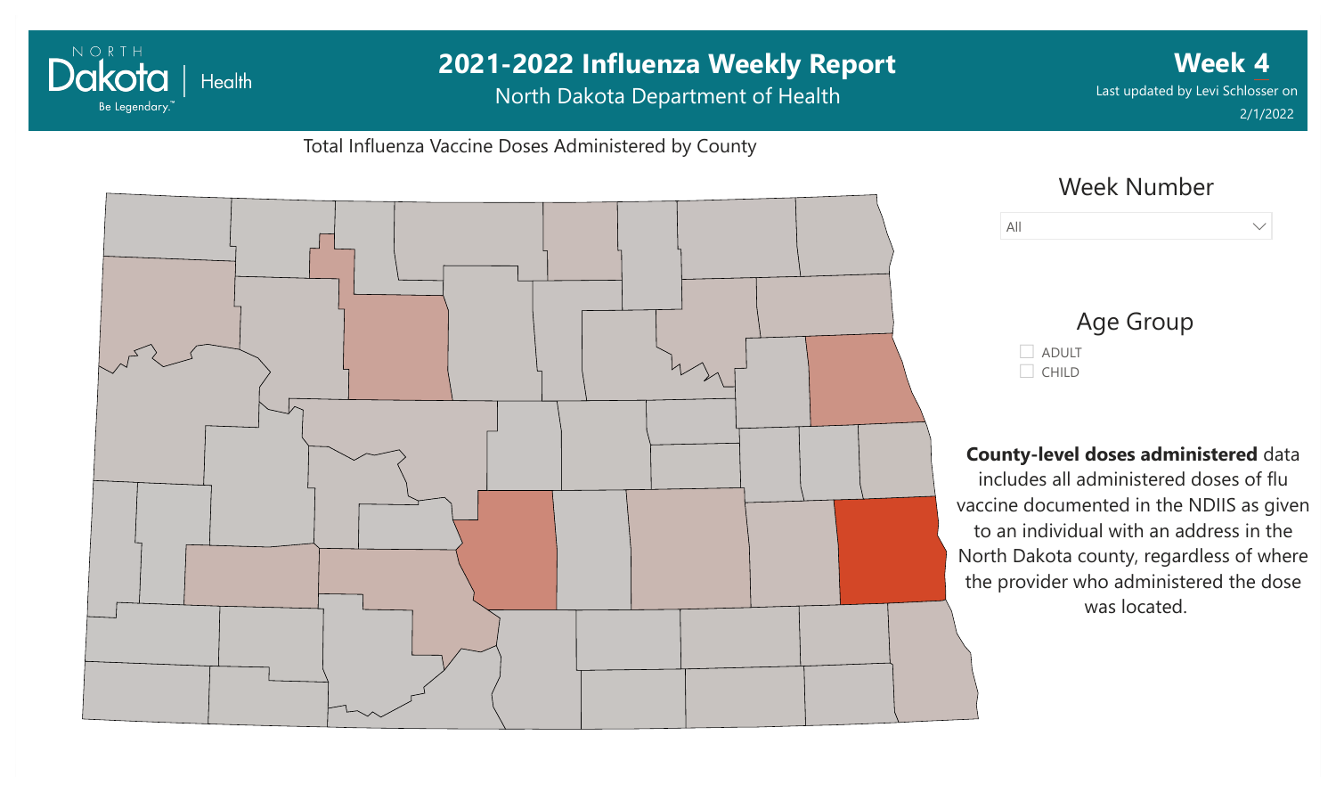# 2021-2022 Influenza Weekly Report

North Dakota Department of Health

**Week 4**

Last updated by Levi Schlosser on 2/1/2022

Total Influenza Vaccine Doses Administered by County

Week Number

All

Age Group

- ADULT
- CHILD

**County-level doses administered** data includes all administered doses of flu vaccine documented in the NDIIS as given to an individual with an address in the North Dakota county, regardless of where the provider who administered the dose was located.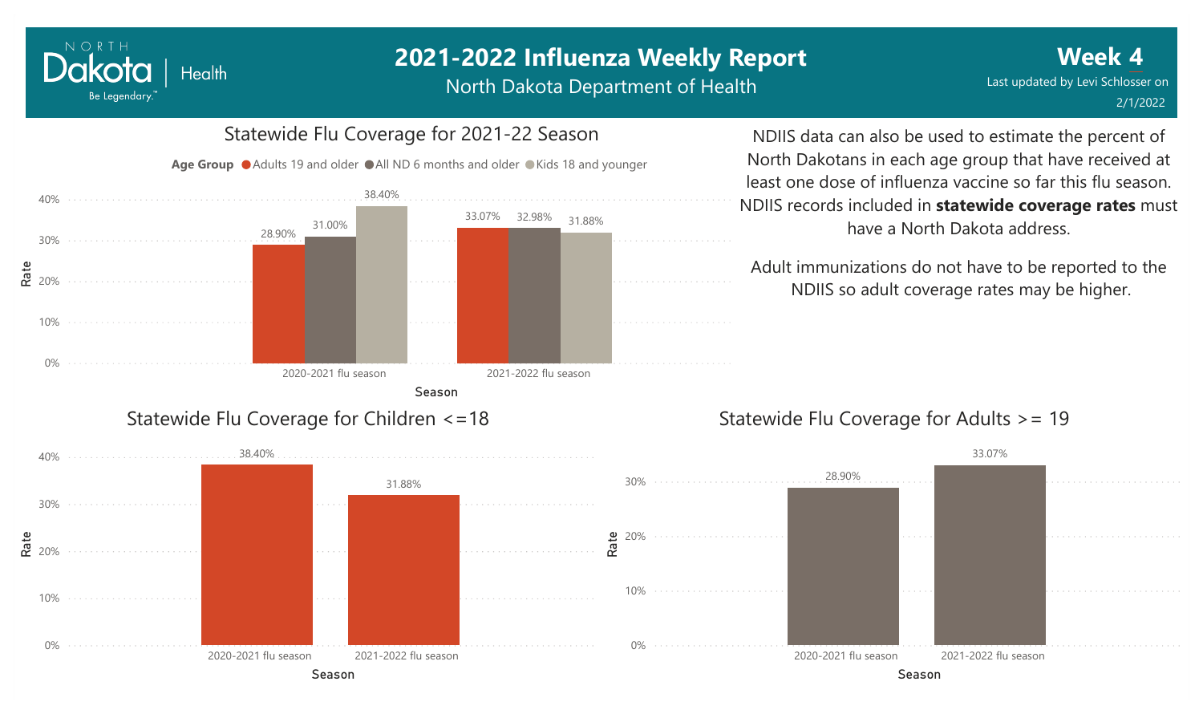# 2021-2022 Influenza Weekly Report

North Dakota Department of Health

**Week 4**

Last updated by Levi Schlosser on 2/1/2022

## Statewide Flu Coverage for 2021-22 Season

Age Group: Adults 19 and older, All ND 6 months and older, Kids 18 and younger

| Season | Adults 19 and older | All ND 6 months and older | Kids 18 and younger |
|---|---|---|---|
| 2020-2021 flu season | 28.90% | 31.00% | 38.40% |
| 2021-2022 flu season | 33.07% | 32.98% | 31.88% |

NDIIS data can also be used to estimate the percent of North Dakotans in each age group that have received at least one dose of influenza vaccine so far this flu season. NDIIS records included in **statewide coverage rates** must have a North Dakota address.

Adult immunizations do not have to be reported to the NDIIS so adult coverage rates may be higher.

## Statewide Flu Coverage for Children <=18

| Season | Rate |
|---|---|
| 2020-2021 flu season | 38.40% |
| 2021-2022 flu season | 31.88% |

## Statewide Flu Coverage for Adults >= 19

| Season | Rate |
|---|---|
| 2020-2021 flu season | 28.90% |
| 2021-2022 flu season | 33.07% |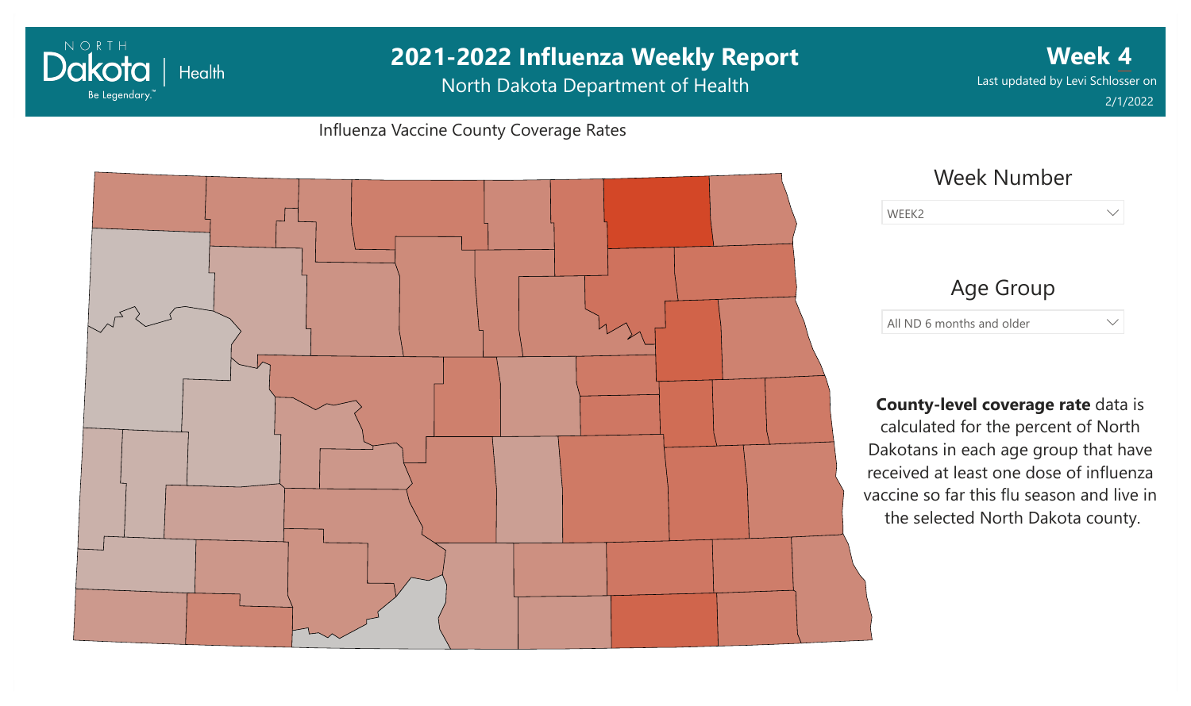NORTH Dakota | Health

Be Legendary.

# 2021-2022 Influenza Weekly Report

North Dakota Department of Health

**Week 4**

Last updated by Levi Schlosser on 2/1/2022

Influenza Vaccine County Coverage Rates

Week Number

WEEK2

Age Group

All ND 6 months and older

**County-level coverage rate** data is calculated for the percent of North Dakotans in each age group that have received at least one dose of influenza vaccine so far this flu season and live in the selected North Dakota county.